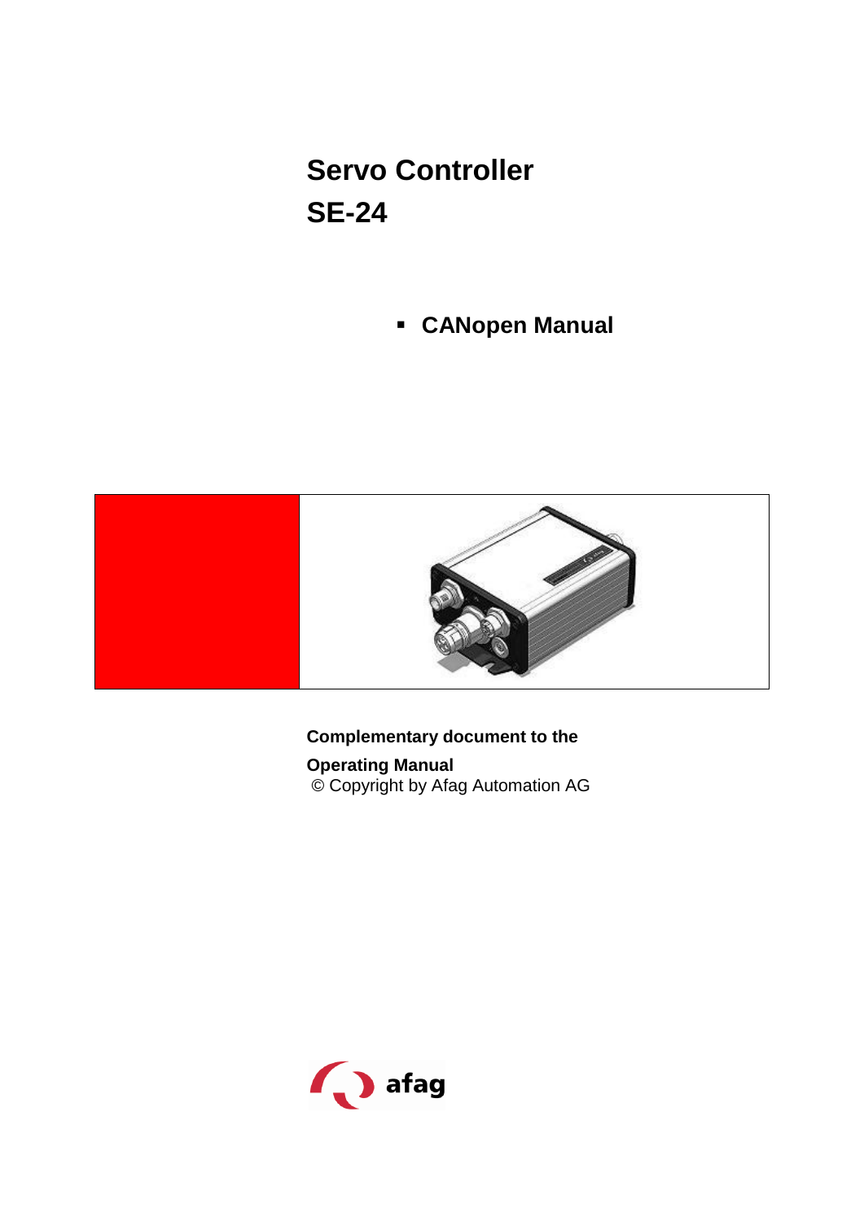# Servo Controller
# SE-24

- **CANopen Manual**

**Complementary document to the**

**Operating Manual**

© Copyright by Afag Automation AG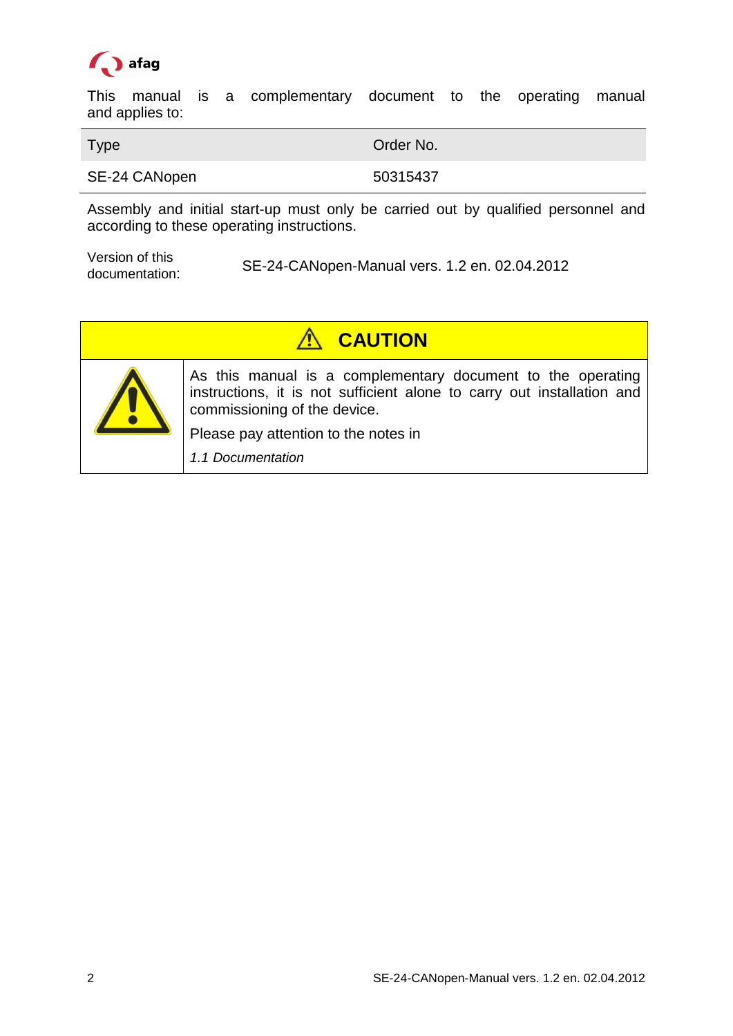This manual is a complementary document to the operating manual and applies to:

| Type | Order No. |
| --- | --- |
| SE-24 CANopen | 50315437 |

Assembly and initial start-up must only be carried out by qualified personnel and according to these operating instructions.

| | |
| --- | --- |
| Version of this documentation: | SE-24-CANopen-Manual vers. 1.2 en. 02.04.2012 |

**⚠ CAUTION**

As this manual is a complementary document to the operating instructions, it is not sufficient alone to carry out installation and commissioning of the device.

Please pay attention to the notes in

*1.1 Documentation*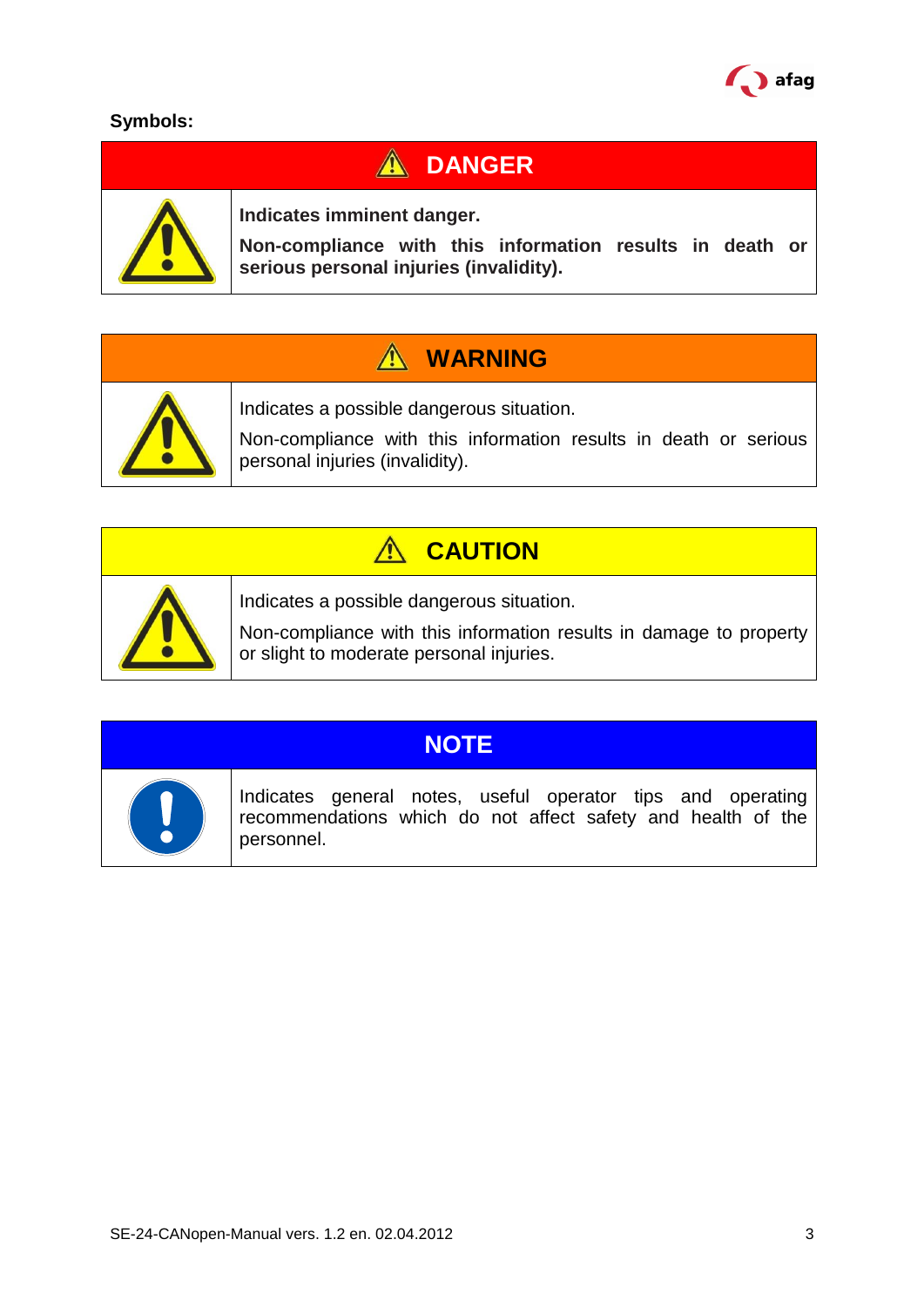**Symbols:**

| DANGER | |
|---|---|
| | **Indicates imminent danger.**<br>**Non-compliance with this information results in death or serious personal injuries (invalidity).** |

| WARNING | |
|---|---|
| | Indicates a possible dangerous situation.<br>Non-compliance with this information results in death or serious personal injuries (invalidity). |

| CAUTION | |
|---|---|
| | Indicates a possible dangerous situation.<br>Non-compliance with this information results in damage to property or slight to moderate personal injuries. |

| NOTE | |
|---|---|
| | Indicates general notes, useful operator tips and operating recommendations which do not affect safety and health of the personnel. |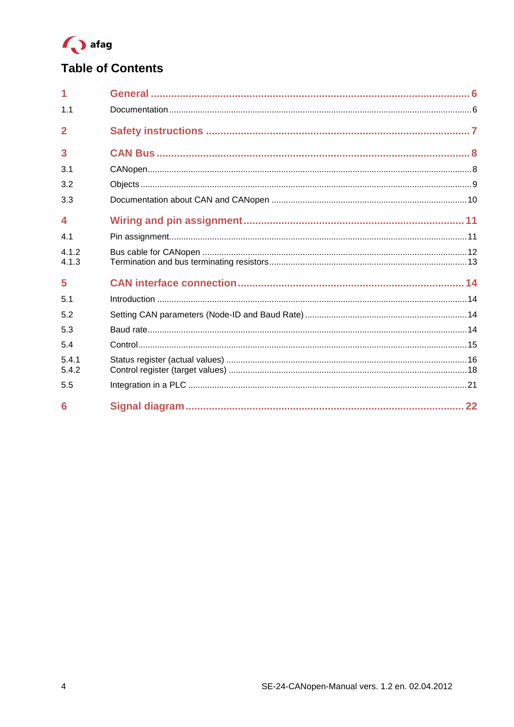# Table of Contents

| | | |
|---|---|---|
| **1** | **General** | **6** |
| 1.1 | Documentation | 6 |
| **2** | **Safety instructions** | **7** |
| **3** | **CAN Bus** | **8** |
| 3.1 | CANopen | 8 |
| 3.2 | Objects | 9 |
| 3.3 | Documentation about CAN and CANopen | 10 |
| **4** | **Wiring and pin assignment** | **11** |
| 4.1 | Pin assignment | 11 |
| 4.1.2 | Bus cable for CANopen | 12 |
| 4.1.3 | Termination and bus terminating resistors | 13 |
| **5** | **CAN interface connection** | **14** |
| 5.1 | Introduction | 14 |
| 5.2 | Setting CAN parameters (Node-ID and Baud Rate) | 14 |
| 5.3 | Baud rate | 14 |
| 5.4 | Control | 15 |
| 5.4.1 | Status register (actual values) | 16 |
| 5.4.2 | Control register (target values) | 18 |
| 5.5 | Integration in a PLC | 21 |
| **6** | **Signal diagram** | **22** |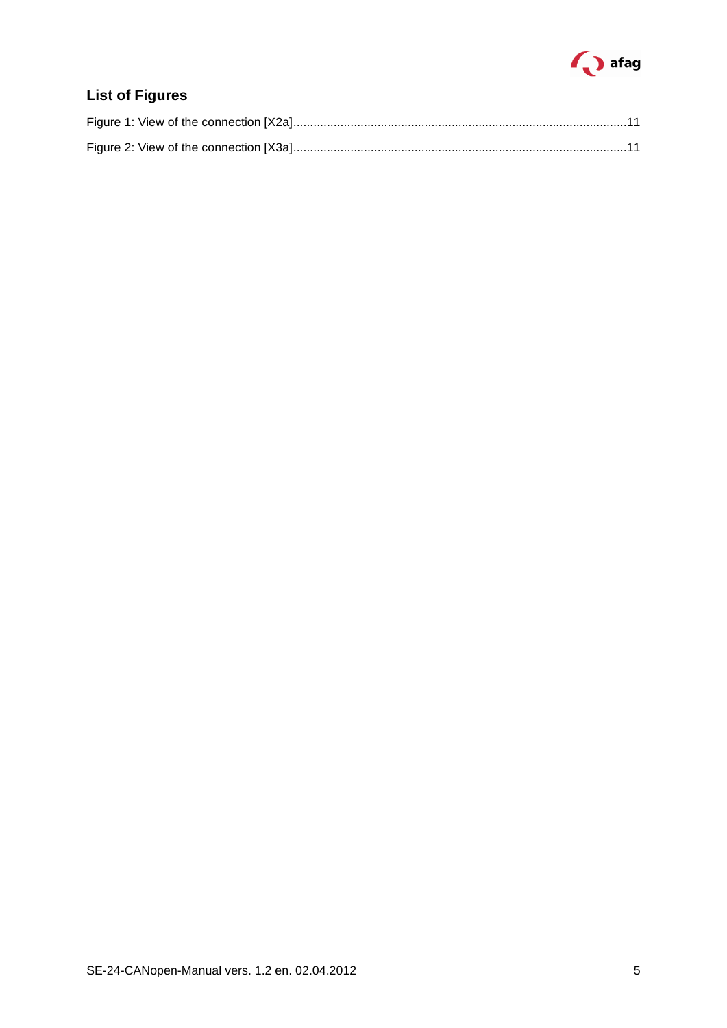## List of Figures

Figure 1: View of the connection [X2a] ........................................................................................ 11

Figure 2: View of the connection [X3a] ........................................................................................ 11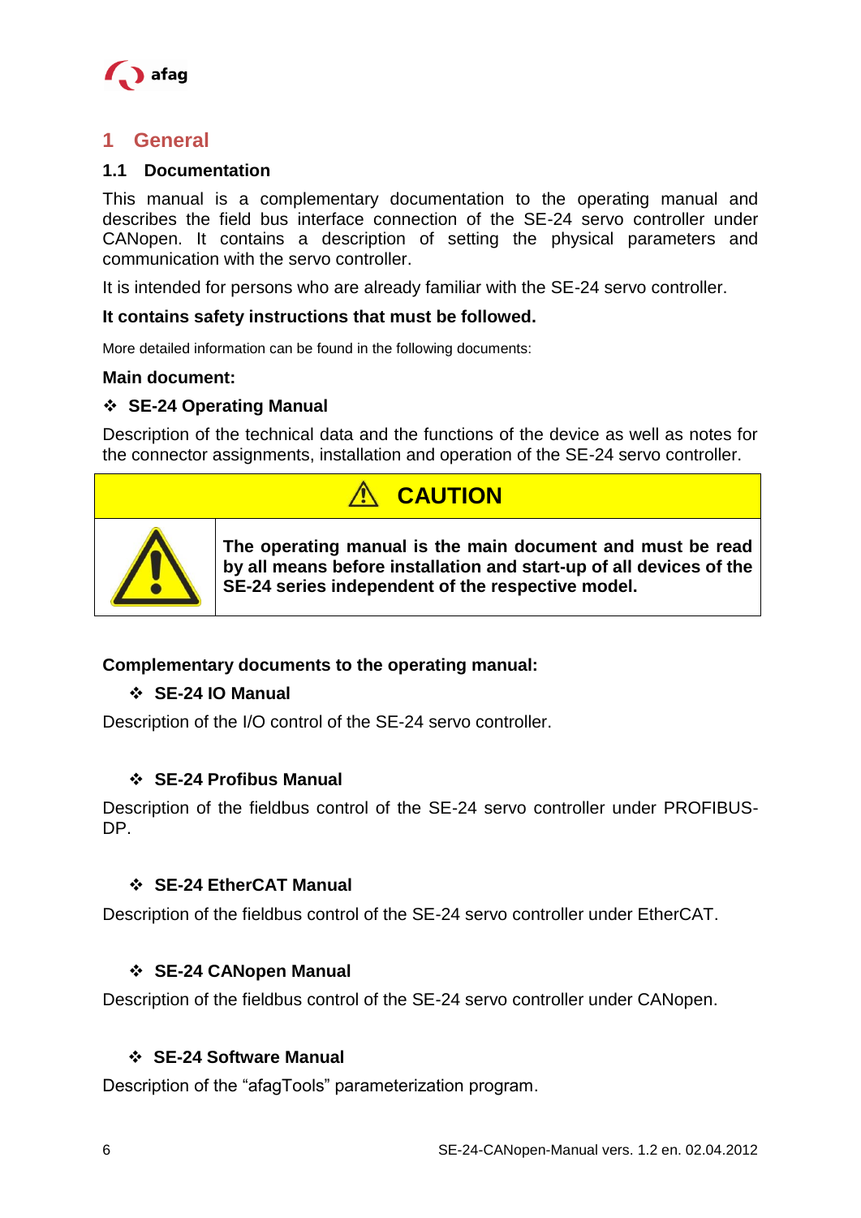# 1 General

## 1.1 Documentation

This manual is a complementary documentation to the operating manual and describes the field bus interface connection of the SE-24 servo controller under CANopen. It contains a description of setting the physical parameters and communication with the servo controller.

It is intended for persons who are already familiar with the SE-24 servo controller.

**It contains safety instructions that must be followed.**

More detailed information can be found in the following documents:

**Main document:**

- **SE-24 Operating Manual**

Description of the technical data and the functions of the device as well as notes for the connector assignments, installation and operation of the SE-24 servo controller.

| **CAUTION** | |
|---|---|
| | **The operating manual is the main document and must be read by all means before installation and start-up of all devices of the SE-24 series independent of the respective model.** |

**Complementary documents to the operating manual:**

- **SE-24 IO Manual**

Description of the I/O control of the SE-24 servo controller.

- **SE-24 Profibus Manual**

Description of the fieldbus control of the SE-24 servo controller under PROFIBUS-DP.

- **SE-24 EtherCAT Manual**

Description of the fieldbus control of the SE-24 servo controller under EtherCAT.

- **SE-24 CANopen Manual**

Description of the fieldbus control of the SE-24 servo controller under CANopen.

- **SE-24 Software Manual**

Description of the “afagTools” parameterization program.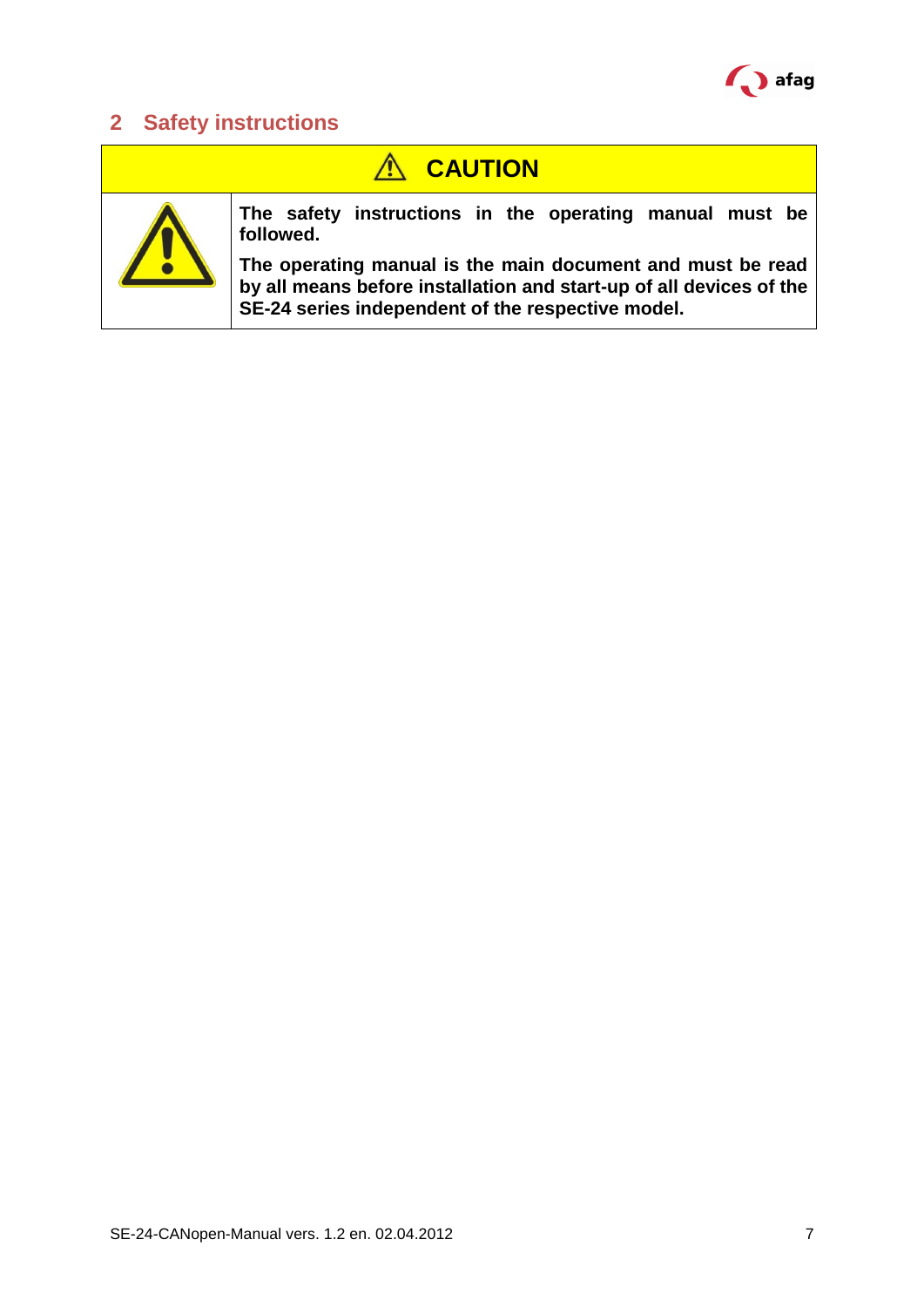## 2 Safety instructions

| ⚠ CAUTION | |
|---|---|
| | **The safety instructions in the operating manual must be followed.**<br><br>**The operating manual is the main document and must be read by all means before installation and start-up of all devices of the SE-24 series independent of the respective model.** |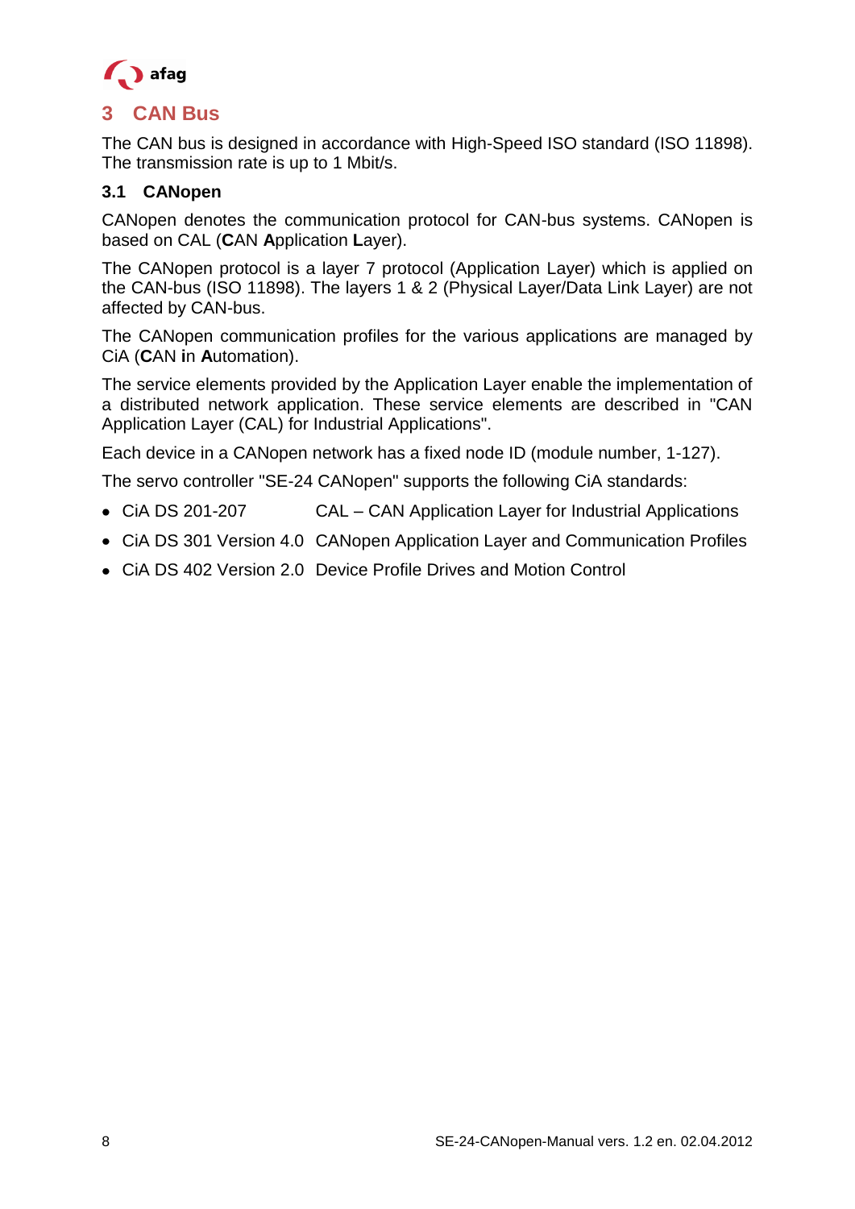# 3 CAN Bus

The CAN bus is designed in accordance with High-Speed ISO standard (ISO 11898). The transmission rate is up to 1 Mbit/s.

## 3.1 CANopen

CANopen denotes the communication protocol for CAN-bus systems. CANopen is based on CAL (**C**AN **A**pplication **L**ayer).

The CANopen protocol is a layer 7 protocol (Application Layer) which is applied on the CAN-bus (ISO 11898). The layers 1 & 2 (Physical Layer/Data Link Layer) are not affected by CAN-bus.

The CANopen communication profiles for the various applications are managed by CiA (**C**AN **i**n **A**utomation).

The service elements provided by the Application Layer enable the implementation of a distributed network application. These service elements are described in "CAN Application Layer (CAL) for Industrial Applications".

Each device in a CANopen network has a fixed node ID (module number, 1-127).

The servo controller "SE-24 CANopen" supports the following CiA standards:

- CiA DS 201-207 CAL – CAN Application Layer for Industrial Applications
- CiA DS 301 Version 4.0 CANopen Application Layer and Communication Profiles
- CiA DS 402 Version 2.0 Device Profile Drives and Motion Control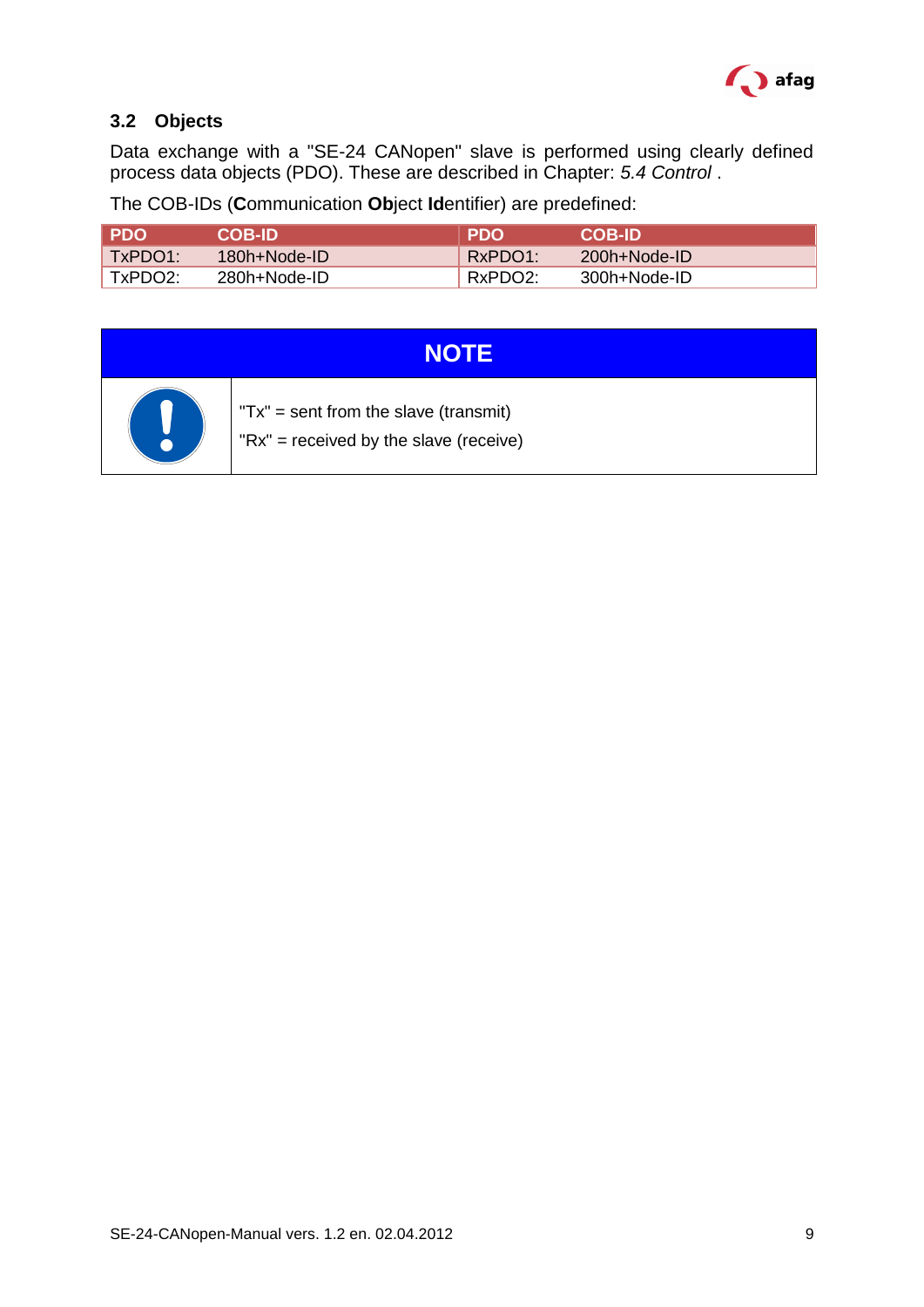## 3.2 Objects

Data exchange with a "SE-24 CANopen" slave is performed using clearly defined process data objects (PDO). These are described in Chapter: *5.4 Control* .

The COB-IDs (**C**ommunication **Ob**ject **Id**entifier) are predefined:

| PDO | COB-ID | PDO | COB-ID |
|---|---|---|---|
| TxPDO1: | 180h+Node-ID | RxPDO1: | 200h+Node-ID |
| TxPDO2: | 280h+Node-ID | RxPDO2: | 300h+Node-ID |

**NOTE**

"Tx" = sent from the slave (transmit)

"Rx" = received by the slave (receive)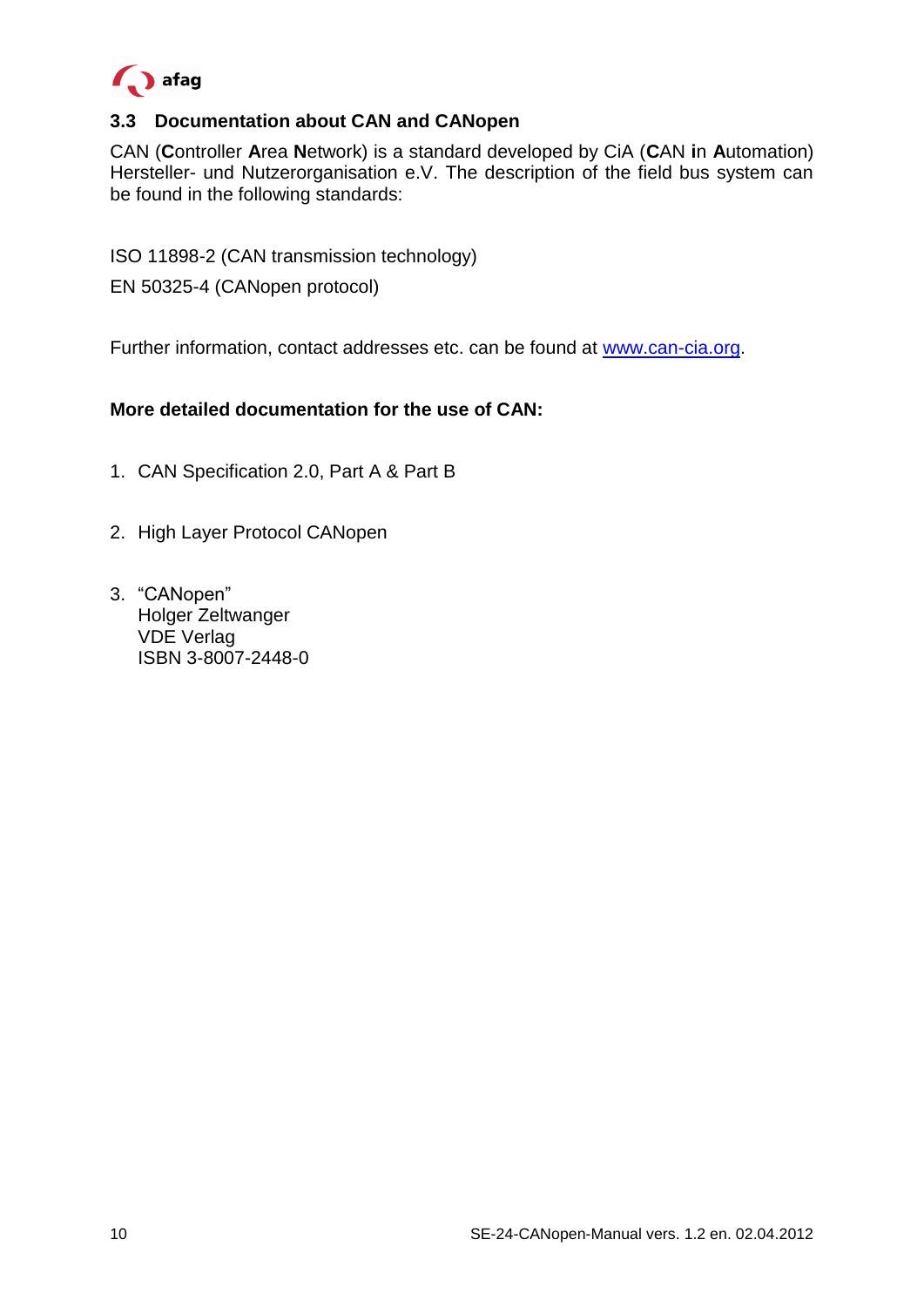### 3.3 Documentation about CAN and CANopen

CAN (**C**ontroller **A**rea **N**etwork) is a standard developed by CiA (**C**AN **i**n **A**utomation) Hersteller- und Nutzerorganisation e.V. The description of the field bus system can be found in the following standards:

ISO 11898-2 (CAN transmission technology)

EN 50325-4 (CANopen protocol)

Further information, contact addresses etc. can be found at www.can-cia.org.

**More detailed documentation for the use of CAN:**

1. CAN Specification 2.0, Part A & Part B

2. High Layer Protocol CANopen

3. "CANopen"
   Holger Zeltwanger
   VDE Verlag
   ISBN 3-8007-2448-0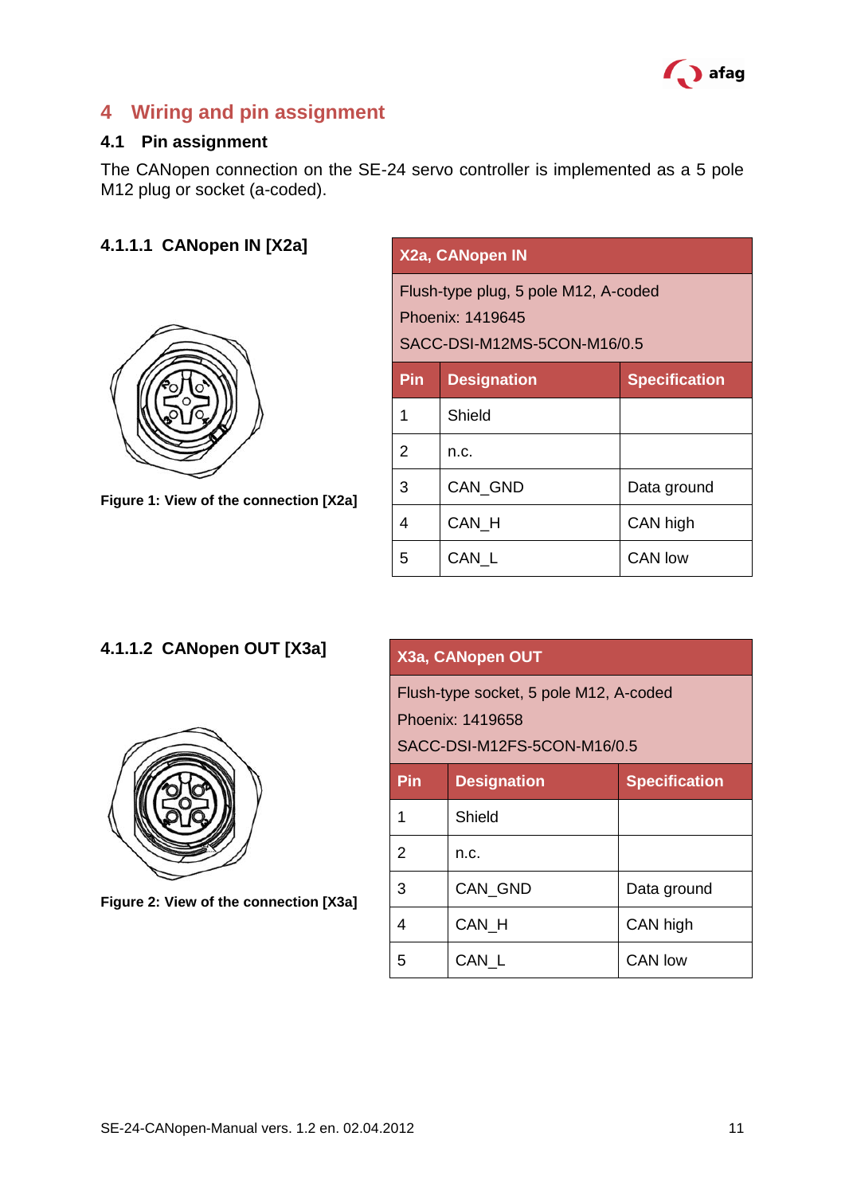# 4 Wiring and pin assignment

## 4.1 Pin assignment

The CANopen connection on the SE-24 servo controller is implemented as a 5 pole M12 plug or socket (a-coded).

### 4.1.1.1 CANopen IN [X2a]

Figure 1: View of the connection [X2a]

| X2a, CANopen IN | | |
|---|---|---|
| Flush-type plug, 5 pole M12, A-coded<br>Phoenix: 1419645<br>SACC-DSI-M12MS-5CON-M16/0.5 | | |
| **Pin** | **Designation** | **Specification** |
| 1 | Shield | |
| 2 | n.c. | |
| 3 | CAN_GND | Data ground |
| 4 | CAN_H | CAN high |
| 5 | CAN_L | CAN low |

### 4.1.1.2 CANopen OUT [X3a]

Figure 2: View of the connection [X3a]

| X3a, CANopen OUT | | |
|---|---|---|
| Flush-type socket, 5 pole M12, A-coded<br>Phoenix: 1419658<br>SACC-DSI-M12FS-5CON-M16/0.5 | | |
| **Pin** | **Designation** | **Specification** |
| 1 | Shield | |
| 2 | n.c. | |
| 3 | CAN_GND | Data ground |
| 4 | CAN_H | CAN high |
| 5 | CAN_L | CAN low |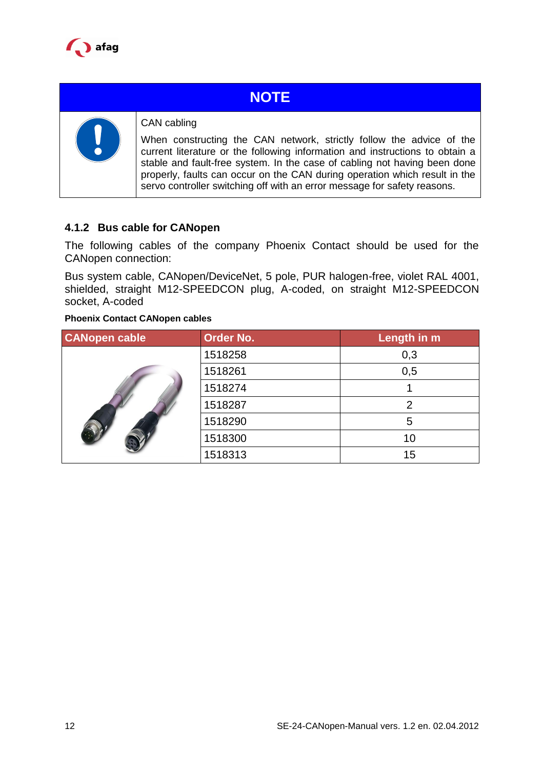**NOTE**

CAN cabling

When constructing the CAN network, strictly follow the advice of the current literature or the following information and instructions to obtain a stable and fault-free system. In the case of cabling not having been done properly, faults can occur on the CAN during operation which result in the servo controller switching off with an error message for safety reasons.

### 4.1.2 Bus cable for CANopen

The following cables of the company Phoenix Contact should be used for the CANopen connection:

Bus system cable, CANopen/DeviceNet, 5 pole, PUR halogen-free, violet RAL 4001, shielded, straight M12-SPEEDCON plug, A-coded, on straight M12-SPEEDCON socket, A-coded

**Phoenix Contact CANopen cables**

| CANopen cable | Order No. | Length in m |
|---|---|---|
| | 1518258 | 0,3 |
| | 1518261 | 0,5 |
| | 1518274 | 1 |
| | 1518287 | 2 |
| | 1518290 | 5 |
| | 1518300 | 10 |
| | 1518313 | 15 |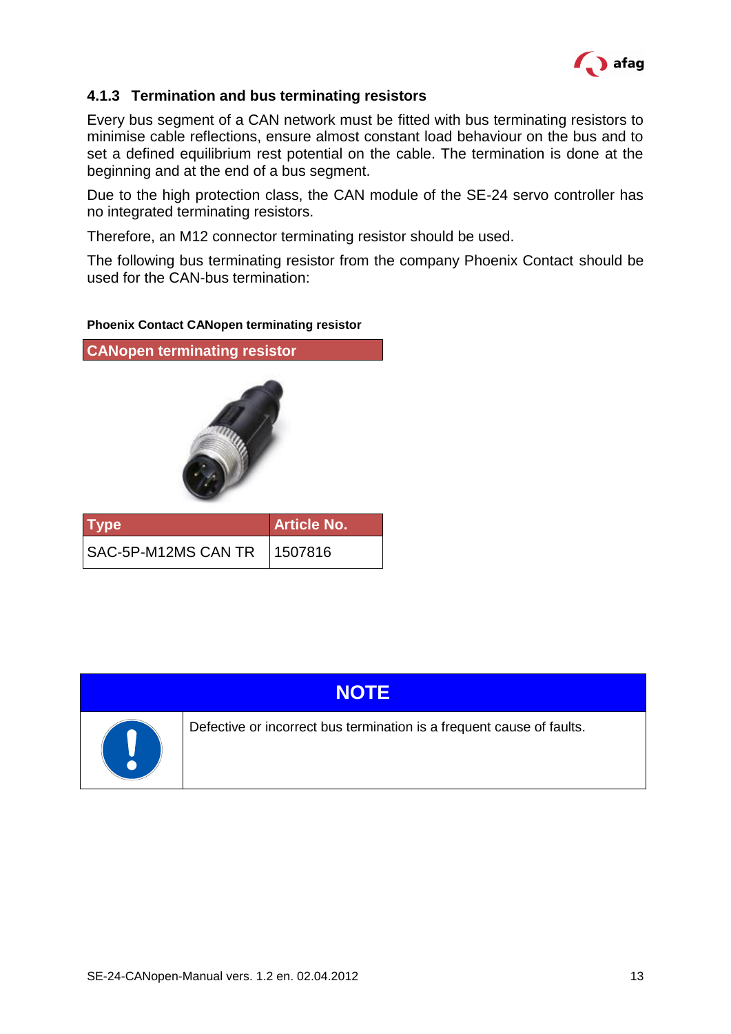### 4.1.3 Termination and bus terminating resistors

Every bus segment of a CAN network must be fitted with bus terminating resistors to minimise cable reflections, ensure almost constant load behaviour on the bus and to set a defined equilibrium rest potential on the cable. The termination is done at the beginning and at the end of a bus segment.

Due to the high protection class, the CAN module of the SE-24 servo controller has no integrated terminating resistors.

Therefore, an M12 connector terminating resistor should be used.

The following bus terminating resistor from the company Phoenix Contact should be used for the CAN-bus termination:

**Phoenix Contact CANopen terminating resistor**

**CANopen terminating resistor**

| Type | Article No. |
|---|---|
| SAC-5P-M12MS CAN TR | 1507816 |

**NOTE**

Defective or incorrect bus termination is a frequent cause of faults.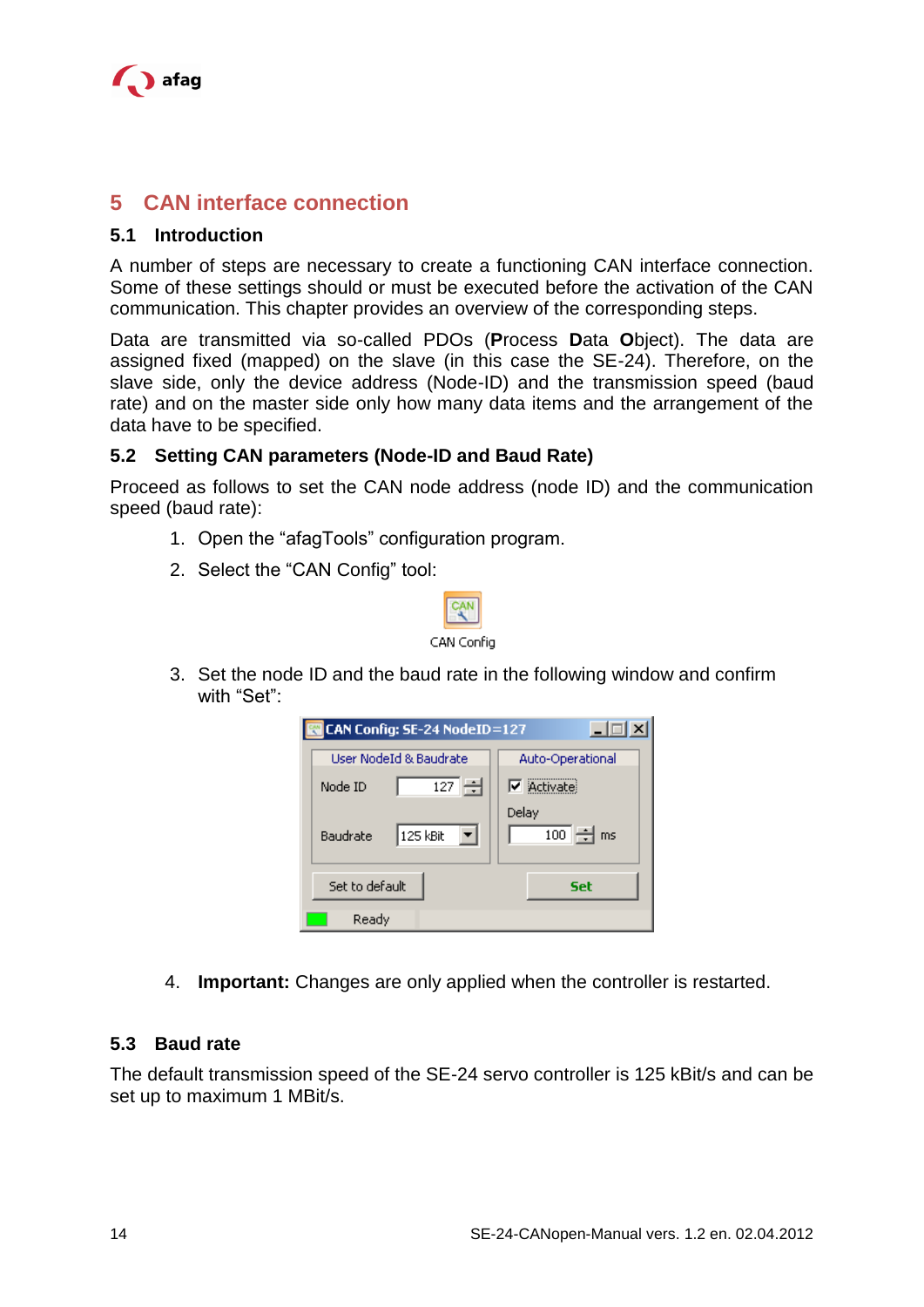## 5 CAN interface connection

### 5.1 Introduction

A number of steps are necessary to create a functioning CAN interface connection. Some of these settings should or must be executed before the activation of the CAN communication. This chapter provides an overview of the corresponding steps.

Data are transmitted via so-called PDOs (**P**rocess **D**ata **O**bject). The data are assigned fixed (mapped) on the slave (in this case the SE-24). Therefore, on the slave side, only the device address (Node-ID) and the transmission speed (baud rate) and on the master side only how many data items and the arrangement of the data have to be specified.

### 5.2 Setting CAN parameters (Node-ID and Baud Rate)

Proceed as follows to set the CAN node address (node ID) and the communication speed (baud rate):

1. Open the “afagTools” configuration program.
2. Select the “CAN Config” tool:

   CAN Config

3. Set the node ID and the baud rate in the following window and confirm with “Set”:

   CAN Config: SE-24 NodeID=127

   User NodeId & Baudrate

   Node ID 127

   Baudrate 125 kBit

   Auto-Operational

   Activate

   Delay 100 ms

   Set to default

   Set

   Ready

4. **Important:** Changes are only applied when the controller is restarted.

### 5.3 Baud rate

The default transmission speed of the SE-24 servo controller is 125 kBit/s and can be set up to maximum 1 MBit/s.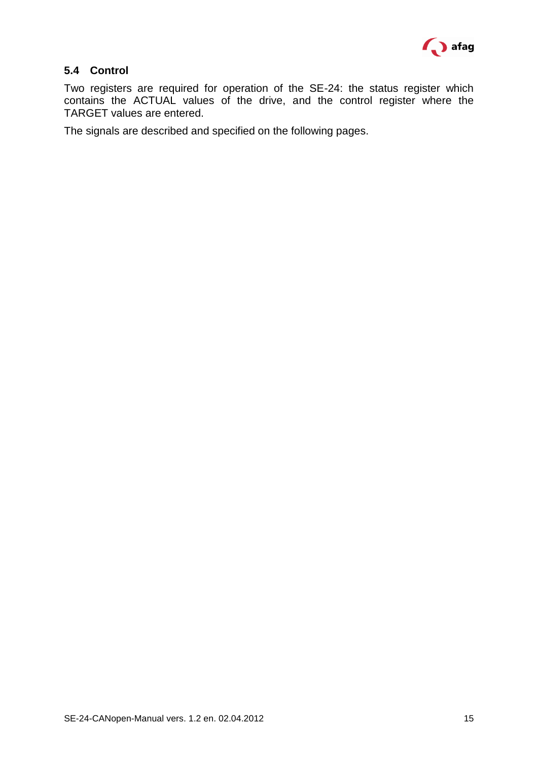## 5.4 Control

Two registers are required for operation of the SE-24: the status register which contains the ACTUAL values of the drive, and the control register where the TARGET values are entered.

The signals are described and specified on the following pages.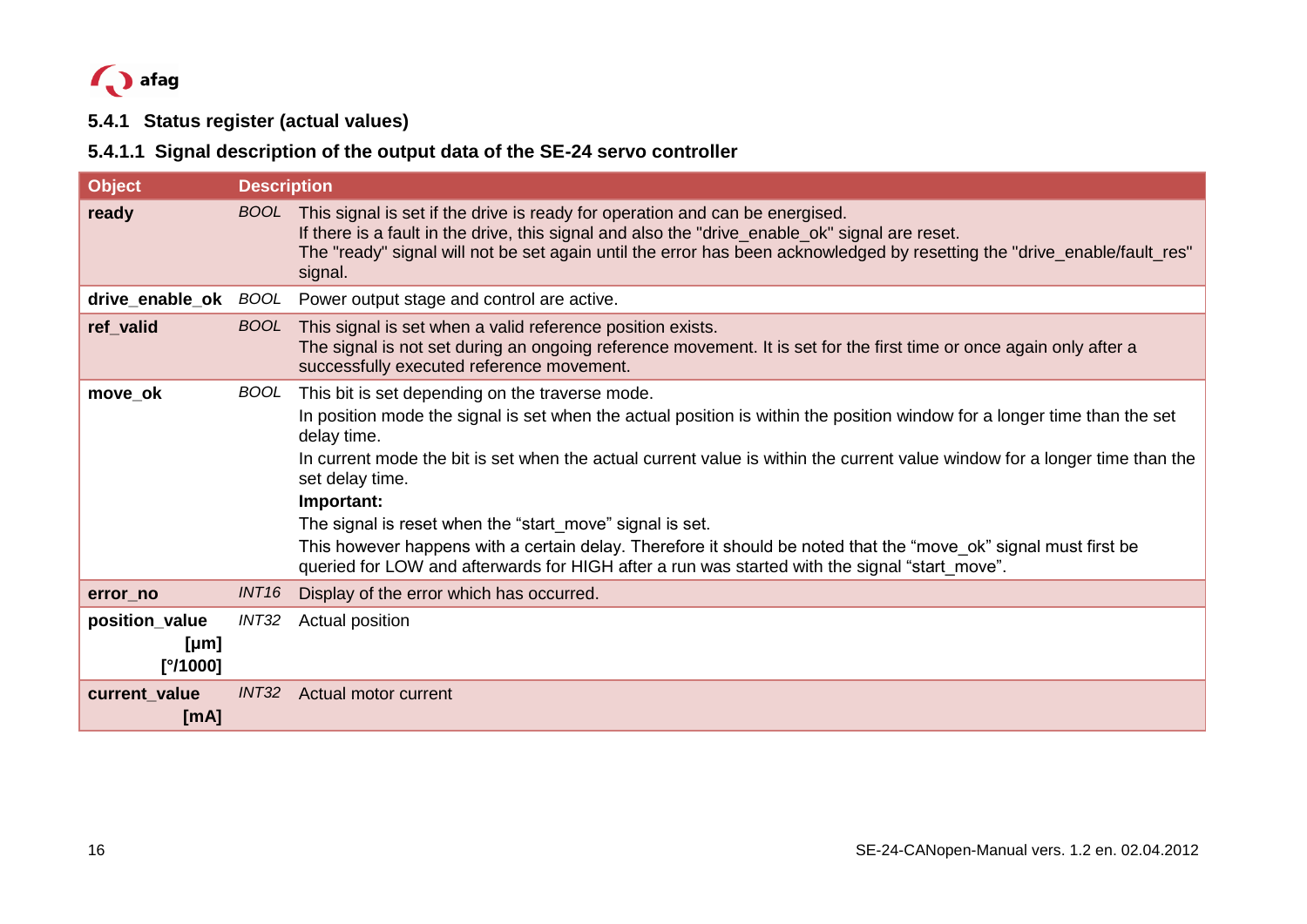### 5.4.1 Status register (actual values)

#### 5.4.1.1 Signal description of the output data of the SE-24 servo controller

| Object | | Description |
|---|---|---|
| **ready** | *BOOL* | This signal is set if the drive is ready for operation and can be energised.<br>If there is a fault in the drive, this signal and also the "drive_enable_ok" signal are reset.<br>The "ready" signal will not be set again until the error has been acknowledged by resetting the "drive_enable/fault_res" signal. |
| **drive_enable_ok** | *BOOL* | Power output stage and control are active. |
| **ref_valid** | *BOOL* | This signal is set when a valid reference position exists.<br>The signal is not set during an ongoing reference movement. It is set for the first time or once again only after a successfully executed reference movement. |
| **move_ok** | *BOOL* | This bit is set depending on the traverse mode.<br>In position mode the signal is set when the actual position is within the position window for a longer time than the set delay time.<br>In current mode the bit is set when the actual current value is within the current value window for a longer time than the set delay time.<br>**Important:**<br>The signal is reset when the “start_move” signal is set.<br>This however happens with a certain delay. Therefore it should be noted that the “move_ok” signal must first be queried for LOW and afterwards for HIGH after a run was started with the signal “start_move”. |
| **error_no** | *INT16* | Display of the error which has occurred. |
| **position_value [µm] [°/1000]** | *INT32* | Actual position |
| **current_value [mA]** | *INT32* | Actual motor current |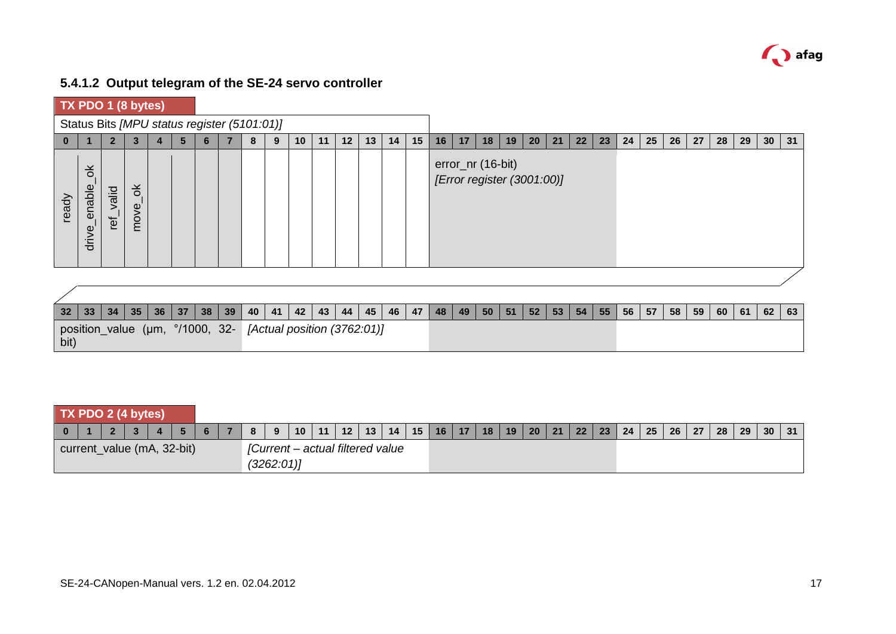### 5.4.1.2 Output telegram of the SE-24 servo controller

**TX PDO 1 (8 bytes)**

Status Bits *[MPU status register (5101:01)]*

| 0 | 1 | 2 | 3 | 4 | 5 | 6 | 7 | 8 | 9 | 10 | 11 | 12 | 13 | 14 | 15 | 16 | 17 | 18 | 19 | 20 | 21 | 22 | 23 | 24 | 25 | 26 | 27 | 28 | 29 | 30 | 31 |
|---|---|---|---|---|---|---|---|---|---|---|---|---|---|---|---|---|---|---|---|---|---|---|---|---|---|---|---|---|---|---|---|
| ready | drive_enable_ok | ref_valid | move_ok | | | | | | | | | | | | | error_nr (16-bit) *[Error register (3001:00)]* | | | | | | | | | | | | | | | |

| 32 | 33 | 34 | 35 | 36 | 37 | 38 | 39 | 40 | 41 | 42 | 43 | 44 | 45 | 46 | 47 | 48 | 49 | 50 | 51 | 52 | 53 | 54 | 55 | 56 | 57 | 58 | 59 | 60 | 61 | 62 | 63 |
|---|---|---|---|---|---|---|---|---|---|---|---|---|---|---|---|---|---|---|---|---|---|---|---|---|---|---|---|---|---|---|---|
| position_value (µm, °/1000, 32-bit) *[Actual position (3762:01)]* | | | | | | | | | | | | | | | | | | | | | | | | | | | | | | | |

**TX PDO 2 (4 bytes)**

| 0 | 1 | 2 | 3 | 4 | 5 | 6 | 7 | 8 | 9 | 10 | 11 | 12 | 13 | 14 | 15 | 16 | 17 | 18 | 19 | 20 | 21 | 22 | 23 | 24 | 25 | 26 | 27 | 28 | 29 | 30 | 31 |
|---|---|---|---|---|---|---|---|---|---|---|---|---|---|---|---|---|---|---|---|---|---|---|---|---|---|---|---|---|---|---|---|
| current_value (mA, 32-bit) *[Current – actual filtered value (3262:01)]* | | | | | | | | | | | | | | | | | | | | | | | | | | | | | | | |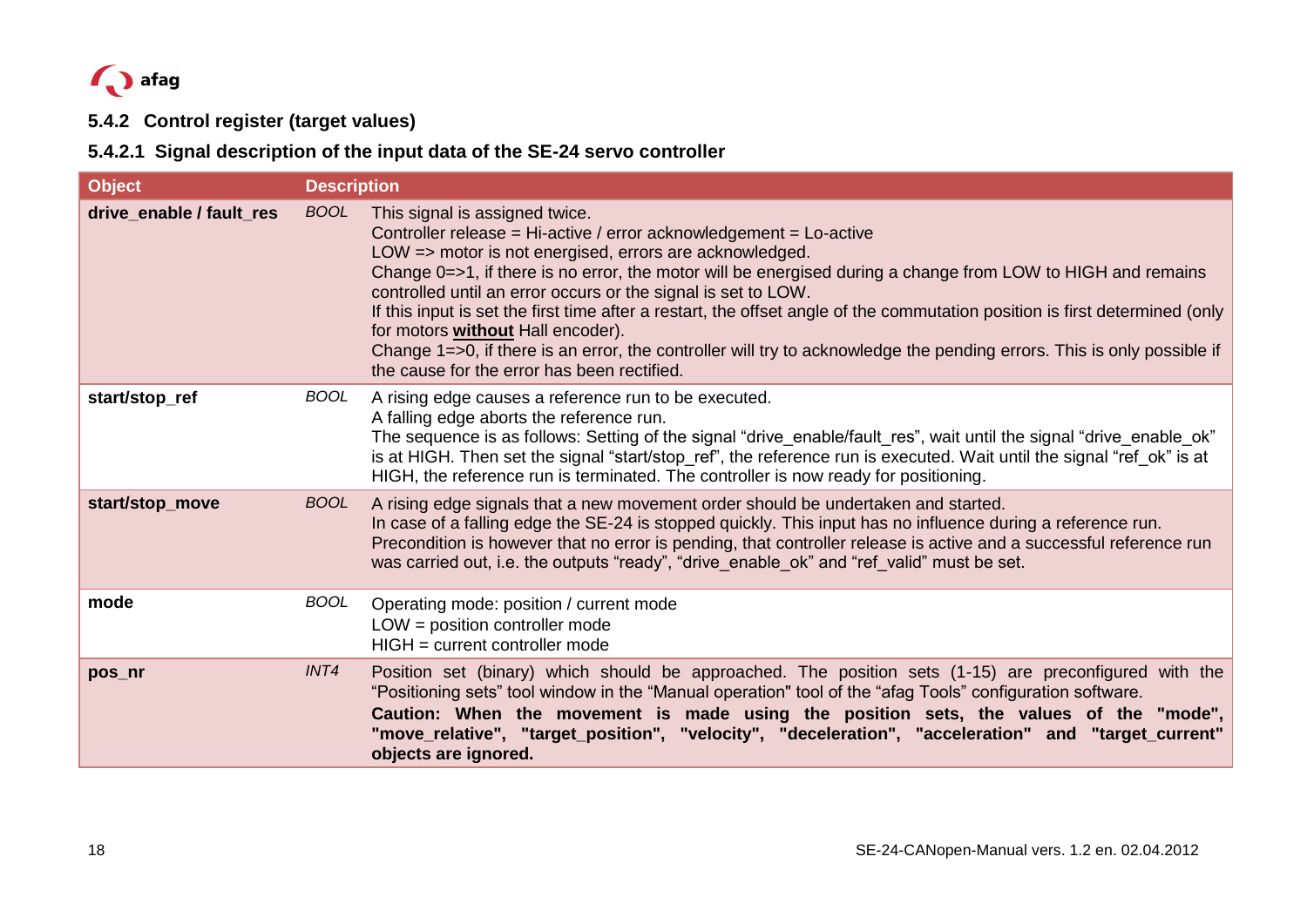### 5.4.2 Control register (target values)

#### 5.4.2.1 Signal description of the input data of the SE-24 servo controller

| Object | Description | |
|---|---|---|
| **drive_enable / fault_res** | *BOOL* | This signal is assigned twice.<br>Controller release = Hi-active / error acknowledgement = Lo-active<br>LOW => motor is not energised, errors are acknowledged.<br>Change 0=>1, if there is no error, the motor will be energised during a change from LOW to HIGH and remains controlled until an error occurs or the signal is set to LOW.<br>If this input is set the first time after a restart, the offset angle of the commutation position is first determined (only for motors **without** Hall encoder).<br>Change 1=>0, if there is an error, the controller will try to acknowledge the pending errors. This is only possible if the cause for the error has been rectified. |
| **start/stop_ref** | *BOOL* | A rising edge causes a reference run to be executed.<br>A falling edge aborts the reference run.<br>The sequence is as follows: Setting of the signal “drive_enable/fault_res”, wait until the signal “drive_enable_ok” is at HIGH. Then set the signal “start/stop_ref”, the reference run is executed. Wait until the signal “ref_ok” is at HIGH, the reference run is terminated. The controller is now ready for positioning. |
| **start/stop_move** | *BOOL* | A rising edge signals that a new movement order should be undertaken and started.<br>In case of a falling edge the SE-24 is stopped quickly. This input has no influence during a reference run.<br>Precondition is however that no error is pending, that controller release is active and a successful reference run was carried out, i.e. the outputs “ready”, “drive_enable_ok” and “ref_valid” must be set. |
| **mode** | *BOOL* | Operating mode: position / current mode<br>LOW = position controller mode<br>HIGH = current controller mode |
| **pos_nr** | *INT4* | Position set (binary) which should be approached. The position sets (1-15) are preconfigured with the “Positioning sets” tool window in the “Manual operation" tool of the “afag Tools” configuration software.<br>**Caution: When the movement is made using the position sets, the values of the "mode", "move_relative", "target_position", "velocity", "deceleration", "acceleration" and "target_current" objects are ignored.** |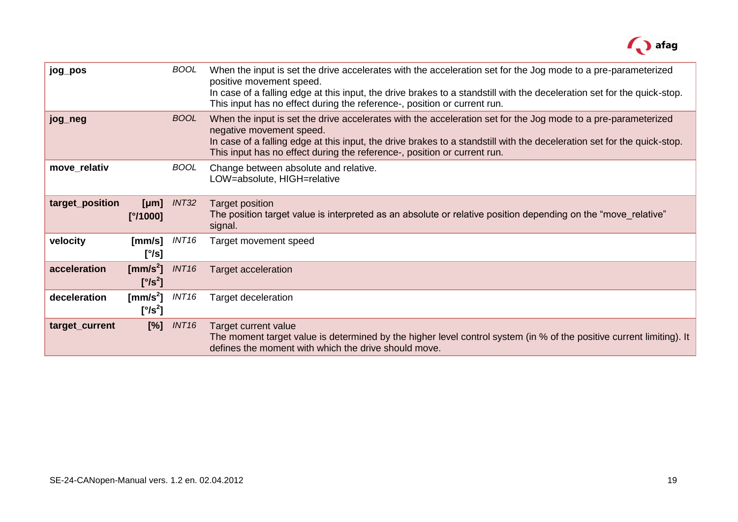| | | | |
|---|---|---|---|
| **jog_pos** | | *BOOL* | When the input is set the drive accelerates with the acceleration set for the Jog mode to a pre-parameterized positive movement speed.<br>In case of a falling edge at this input, the drive brakes to a standstill with the deceleration set for the quick-stop. This input has no effect during the reference-, position or current run. |
| **jog_neg** | | *BOOL* | When the input is set the drive accelerates with the acceleration set for the Jog mode to a pre-parameterized negative movement speed.<br>In case of a falling edge at this input, the drive brakes to a standstill with the deceleration set for the quick-stop. This input has no effect during the reference-, position or current run. |
| **move_relativ** | | *BOOL* | Change between absolute and relative.<br>LOW=absolute, HIGH=relative |
| **target_position** | **[µm]**<br>**[°/1000]** | *INT32* | Target position<br>The position target value is interpreted as an absolute or relative position depending on the “move_relative” signal. |
| **velocity** | **[mm/s]**<br>**[°/s]** | *INT16* | Target movement speed |
| **acceleration** | **[mm/s$^2$]**<br>**[°/s$^2$]** | *INT16* | Target acceleration |
| **deceleration** | **[mm/s$^2$]**<br>**[°/s$^2$]** | *INT16* | Target deceleration |
| **target_current** | **[%]** | *INT16* | Target current value<br>The moment target value is determined by the higher level control system (in % of the positive current limiting). It defines the moment with which the drive should move. |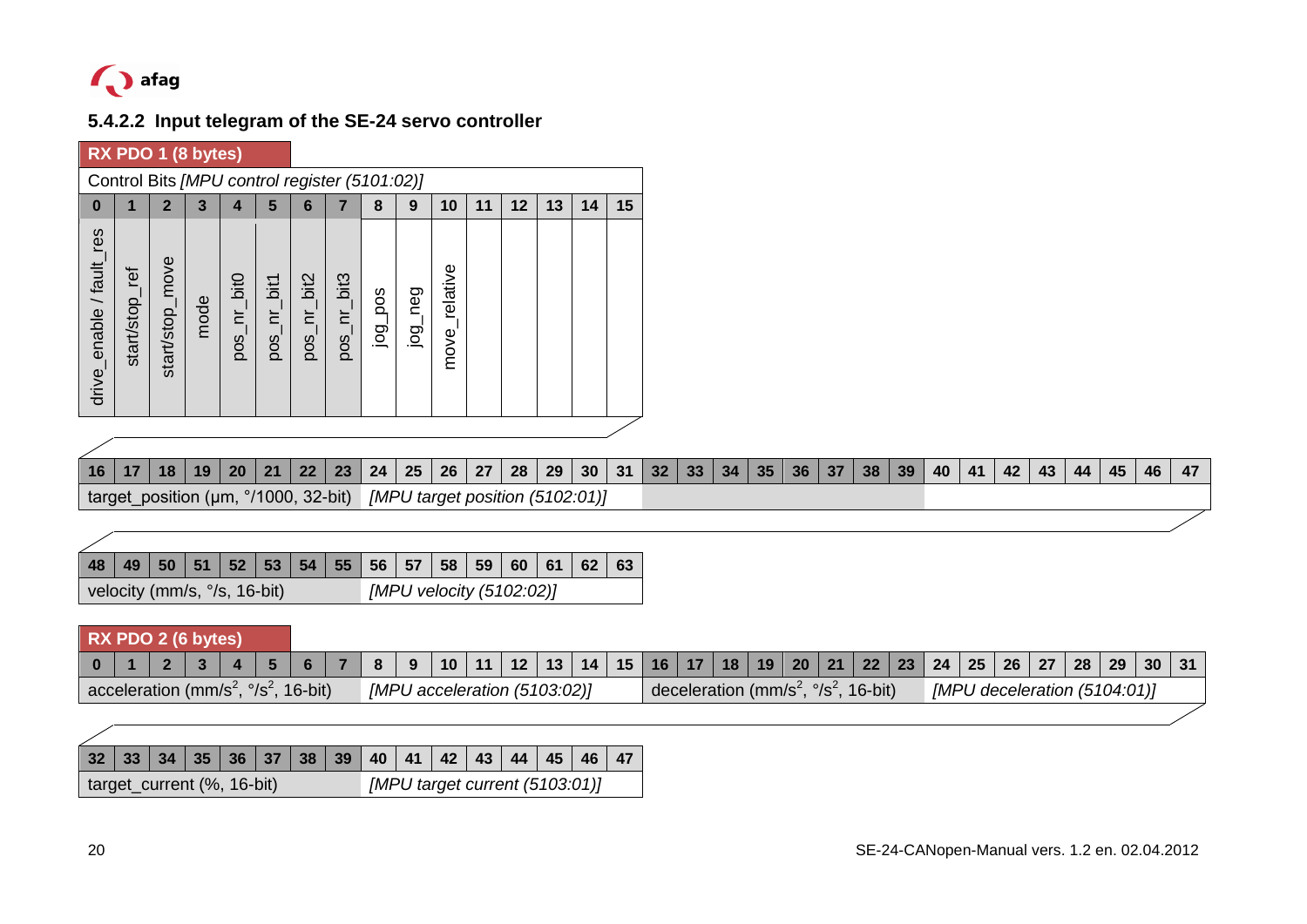### 5.4.2.2 Input telegram of the SE-24 servo controller

**RX PDO 1 (8 bytes)**

Control Bits *[MPU control register (5101:02)]*

| 0 | 1 | 2 | 3 | 4 | 5 | 6 | 7 | 8 | 9 | 10 | 11 | 12 | 13 | 14 | 15 |
|---|---|---|---|---|---|---|---|---|---|---|---|---|---|---|---|
| drive_enable / fault_res | start/stop_ref | start/stop_move | mode | pos_nr_bit0 | pos_nr_bit1 | pos_nr_bit2 | pos_nr_bit3 | jog_pos | jog_neg | move_relative | | | | | |

| 16 – 47 |
|---|
| target_position (µm, °/1000, 32-bit) *[MPU target position (5102:01)]* |

| 48 – 63 |
|---|
| velocity (mm/s, °/s, 16-bit) *[MPU velocity (5102:02)]* |

**RX PDO 2 (6 bytes)**

| 0 – 15 | 16 – 31 |
|---|---|
| acceleration (mm/s$^2$, °/s$^2$, 16-bit) *[MPU acceleration (5103:02)]* | deceleration (mm/s$^2$, °/s$^2$, 16-bit) *[MPU deceleration (5104:01)]* |

| 32 – 47 |
|---|
| target_current (%, 16-bit) *[MPU target current (5103:01)]* |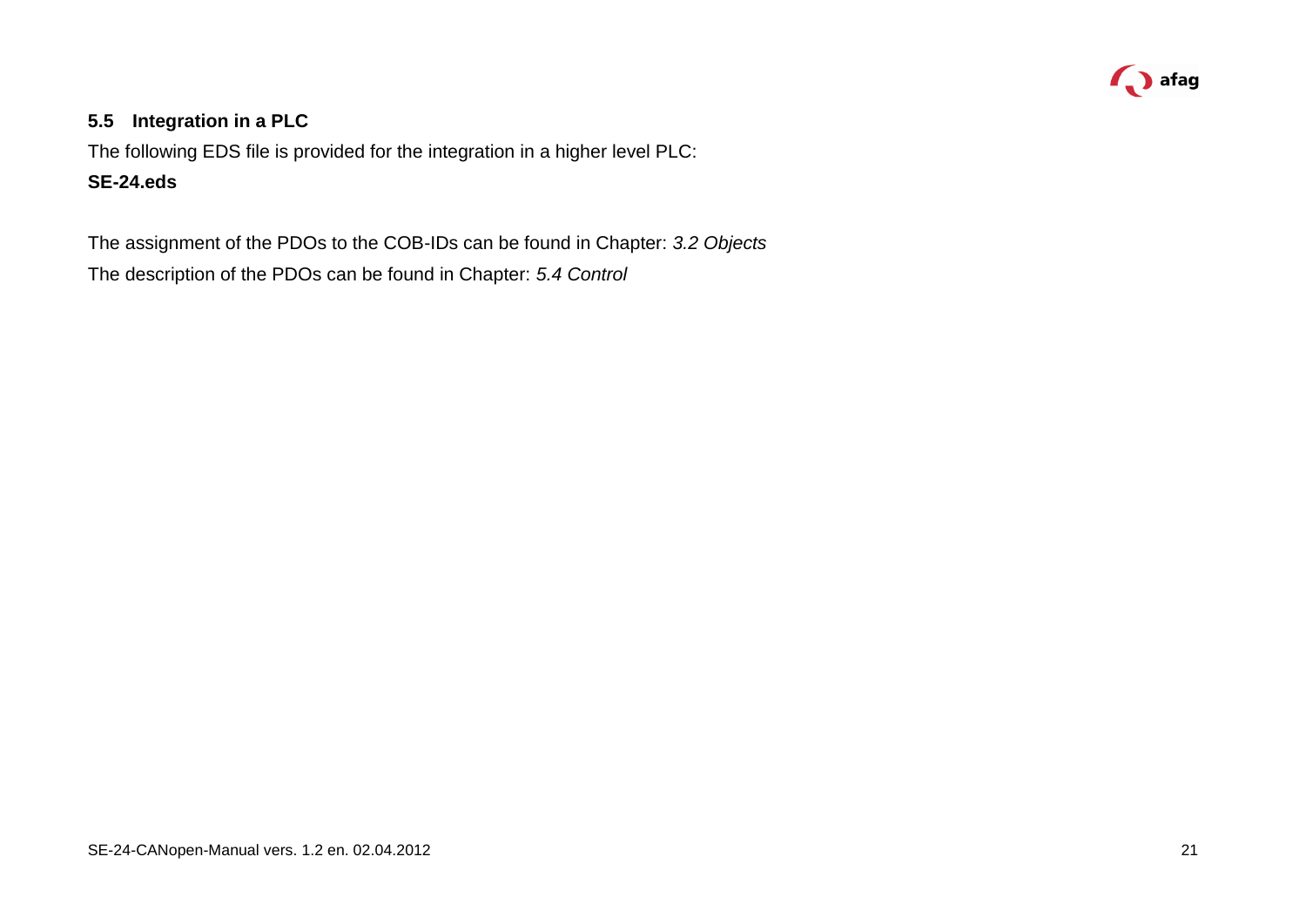## 5.5 Integration in a PLC

The following EDS file is provided for the integration in a higher level PLC:

**SE-24.eds**

The assignment of the PDOs to the COB-IDs can be found in Chapter: *3.2 Objects*

The description of the PDOs can be found in Chapter: *5.4 Control*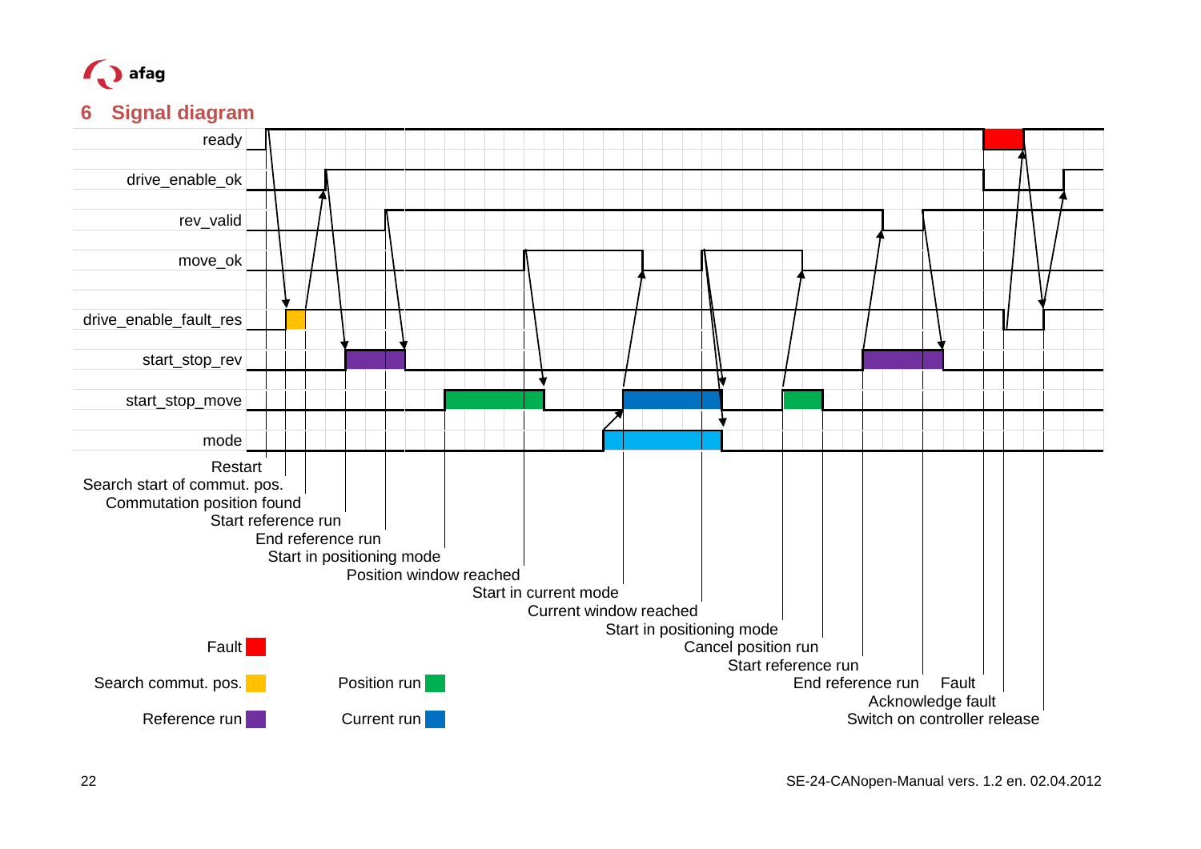# 6 Signal diagram

ready

drive_enable_ok

rev_valid

move_ok

drive_enable_fault_res

start_stop_rev

start_stop_move

mode

Restart
Search start of commut. pos.
Commutation position found
Start reference run
End reference run
Start in positioning mode
Position window reached
Start in current mode
Current window reached
Start in positioning mode
Cancel position run
Start reference run
End reference run
Fault
Acknowledge fault
Switch on controller release

Fault

Search commut. pos.

Reference run

Position run

Current run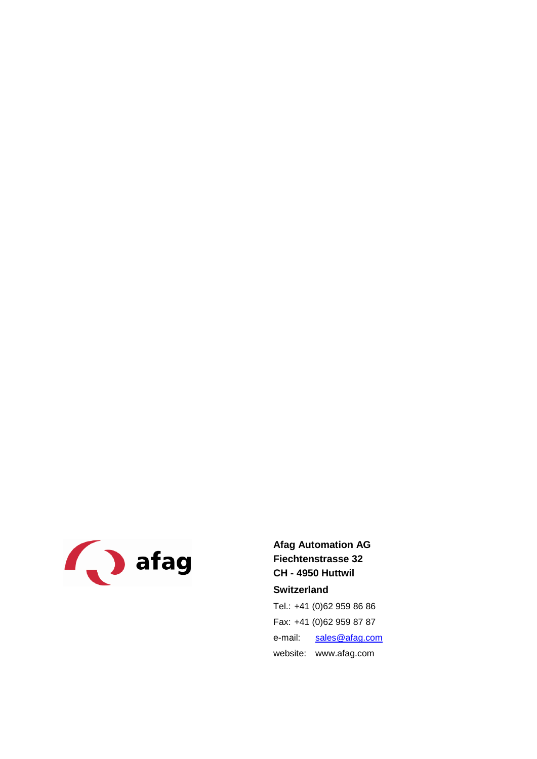afag

**Afag Automation AG**
**Fiechtenstrasse 32**
**CH - 4950 Huttwil**

**Switzerland**

Tel.: +41 (0)62 959 86 86

Fax: +41 (0)62 959 87 87

e-mail: sales@afag.com

website: www.afag.com